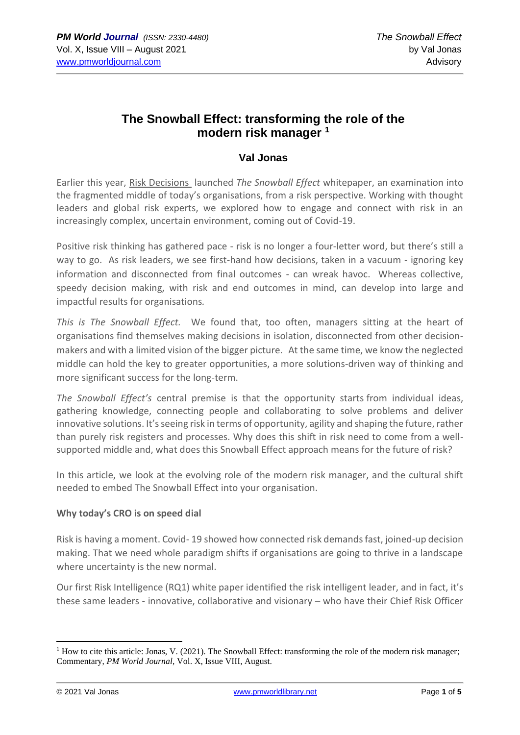# The Snowball Effect: transforming the role of the modern risk manager [1]

**Val Jonas**

Earlier this year, Risk Decisions launched *The Snowball Effect* whitepaper, an examination into the fragmented middle of today's organisations, from a risk perspective. Working with thought leaders and global risk experts, we explored how to engage and connect with risk in an increasingly complex, uncertain environment, coming out of Covid-19.

Positive risk thinking has gathered pace - risk is no longer a four-letter word, but there's still a way to go. As risk leaders, we see first-hand how decisions, taken in a vacuum - ignoring key information and disconnected from final outcomes - can wreak havoc. Whereas collective, speedy decision making, with risk and end outcomes in mind, can develop into large and impactful results for organisations.

*This is The Snowball Effect.* We found that, too often, managers sitting at the heart of organisations find themselves making decisions in isolation, disconnected from other decision-makers and with a limited vision of the bigger picture. At the same time, we know the neglected middle can hold the key to greater opportunities, a more solutions-driven way of thinking and more significant success for the long-term.

*The Snowball Effect's* central premise is that the opportunity starts from individual ideas, gathering knowledge, connecting people and collaborating to solve problems and deliver innovative solutions. It's seeing risk in terms of opportunity, agility and shaping the future, rather than purely risk registers and processes. Why does this shift in risk need to come from a well-supported middle and, what does this Snowball Effect approach means for the future of risk?

In this article, we look at the evolving role of the modern risk manager, and the cultural shift needed to embed The Snowball Effect into your organisation.

**Why today's CRO is on speed dial**

Risk is having a moment. Covid- 19 showed how connected risk demands fast, joined-up decision making. That we need whole paradigm shifts if organisations are going to thrive in a landscape where uncertainty is the new normal.

Our first Risk Intelligence (RQ1) white paper identified the risk intelligent leader, and in fact, it's these same leaders - innovative, collaborative and visionary – who have their Chief Risk Officer

---

[1] How to cite this article: Jonas, V. (2021). The Snowball Effect: transforming the role of the modern risk manager; Commentary, *PM World Journal*, Vol. X, Issue VIII, August.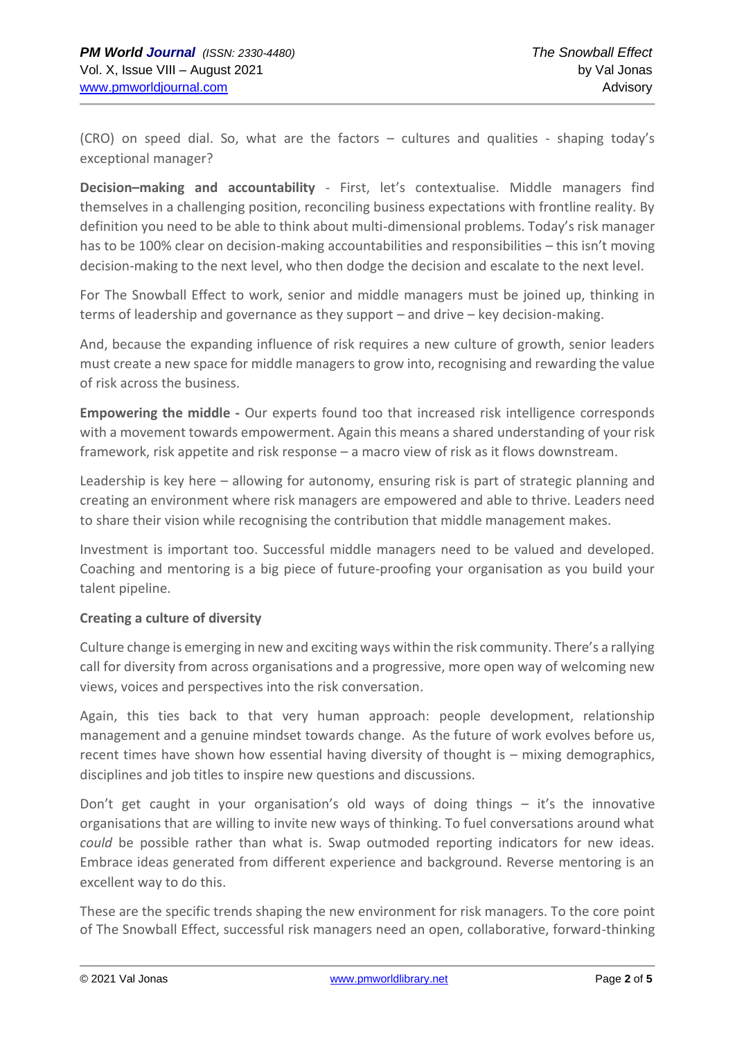(CRO) on speed dial. So, what are the factors – cultures and qualities - shaping today's exceptional manager?

**Decision–making and accountability** - First, let's contextualise. Middle managers find themselves in a challenging position, reconciling business expectations with frontline reality. By definition you need to be able to think about multi-dimensional problems. Today's risk manager has to be 100% clear on decision-making accountabilities and responsibilities – this isn't moving decision-making to the next level, who then dodge the decision and escalate to the next level.

For The Snowball Effect to work, senior and middle managers must be joined up, thinking in terms of leadership and governance as they support – and drive – key decision-making.

And, because the expanding influence of risk requires a new culture of growth, senior leaders must create a new space for middle managers to grow into, recognising and rewarding the value of risk across the business.

**Empowering the middle -** Our experts found too that increased risk intelligence corresponds with a movement towards empowerment. Again this means a shared understanding of your risk framework, risk appetite and risk response – a macro view of risk as it flows downstream.

Leadership is key here – allowing for autonomy, ensuring risk is part of strategic planning and creating an environment where risk managers are empowered and able to thrive. Leaders need to share their vision while recognising the contribution that middle management makes.

Investment is important too. Successful middle managers need to be valued and developed. Coaching and mentoring is a big piece of future-proofing your organisation as you build your talent pipeline.

**Creating a culture of diversity**

Culture change is emerging in new and exciting ways within the risk community. There's a rallying call for diversity from across organisations and a progressive, more open way of welcoming new views, voices and perspectives into the risk conversation.

Again, this ties back to that very human approach: people development, relationship management and a genuine mindset towards change. As the future of work evolves before us, recent times have shown how essential having diversity of thought is – mixing demographics, disciplines and job titles to inspire new questions and discussions.

Don't get caught in your organisation's old ways of doing things – it's the innovative organisations that are willing to invite new ways of thinking. To fuel conversations around what *could* be possible rather than what is. Swap outmoded reporting indicators for new ideas. Embrace ideas generated from different experience and background. Reverse mentoring is an excellent way to do this.

These are the specific trends shaping the new environment for risk managers. To the core point of The Snowball Effect, successful risk managers need an open, collaborative, forward-thinking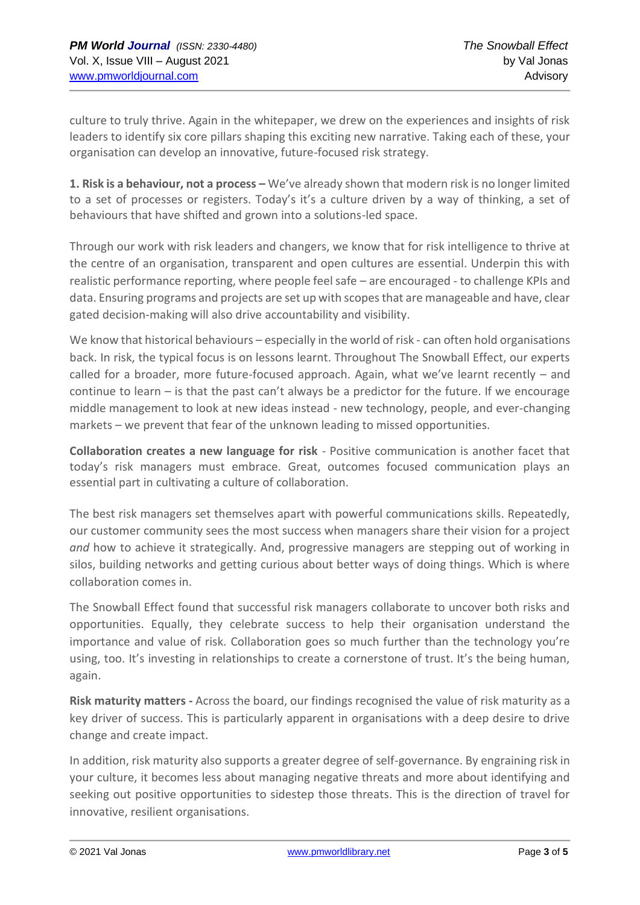culture to truly thrive. Again in the whitepaper, we drew on the experiences and insights of risk leaders to identify six core pillars shaping this exciting new narrative. Taking each of these, your organisation can develop an innovative, future-focused risk strategy.

**1. Risk is a behaviour, not a process –** We've already shown that modern risk is no longer limited to a set of processes or registers. Today's it's a culture driven by a way of thinking, a set of behaviours that have shifted and grown into a solutions-led space.

Through our work with risk leaders and changers, we know that for risk intelligence to thrive at the centre of an organisation, transparent and open cultures are essential. Underpin this with realistic performance reporting, where people feel safe – are encouraged - to challenge KPIs and data. Ensuring programs and projects are set up with scopes that are manageable and have, clear gated decision-making will also drive accountability and visibility.

We know that historical behaviours – especially in the world of risk - can often hold organisations back. In risk, the typical focus is on lessons learnt. Throughout The Snowball Effect, our experts called for a broader, more future-focused approach. Again, what we've learnt recently – and continue to learn – is that the past can't always be a predictor for the future. If we encourage middle management to look at new ideas instead - new technology, people, and ever-changing markets – we prevent that fear of the unknown leading to missed opportunities.

**Collaboration creates a new language for risk** - Positive communication is another facet that today's risk managers must embrace. Great, outcomes focused communication plays an essential part in cultivating a culture of collaboration.

The best risk managers set themselves apart with powerful communications skills. Repeatedly, our customer community sees the most success when managers share their vision for a project *and* how to achieve it strategically. And, progressive managers are stepping out of working in silos, building networks and getting curious about better ways of doing things. Which is where collaboration comes in.

The Snowball Effect found that successful risk managers collaborate to uncover both risks and opportunities. Equally, they celebrate success to help their organisation understand the importance and value of risk. Collaboration goes so much further than the technology you're using, too. It's investing in relationships to create a cornerstone of trust. It's the being human, again.

**Risk maturity matters -** Across the board, our findings recognised the value of risk maturity as a key driver of success. This is particularly apparent in organisations with a deep desire to drive change and create impact.

In addition, risk maturity also supports a greater degree of self-governance. By engraining risk in your culture, it becomes less about managing negative threats and more about identifying and seeking out positive opportunities to sidestep those threats. This is the direction of travel for innovative, resilient organisations.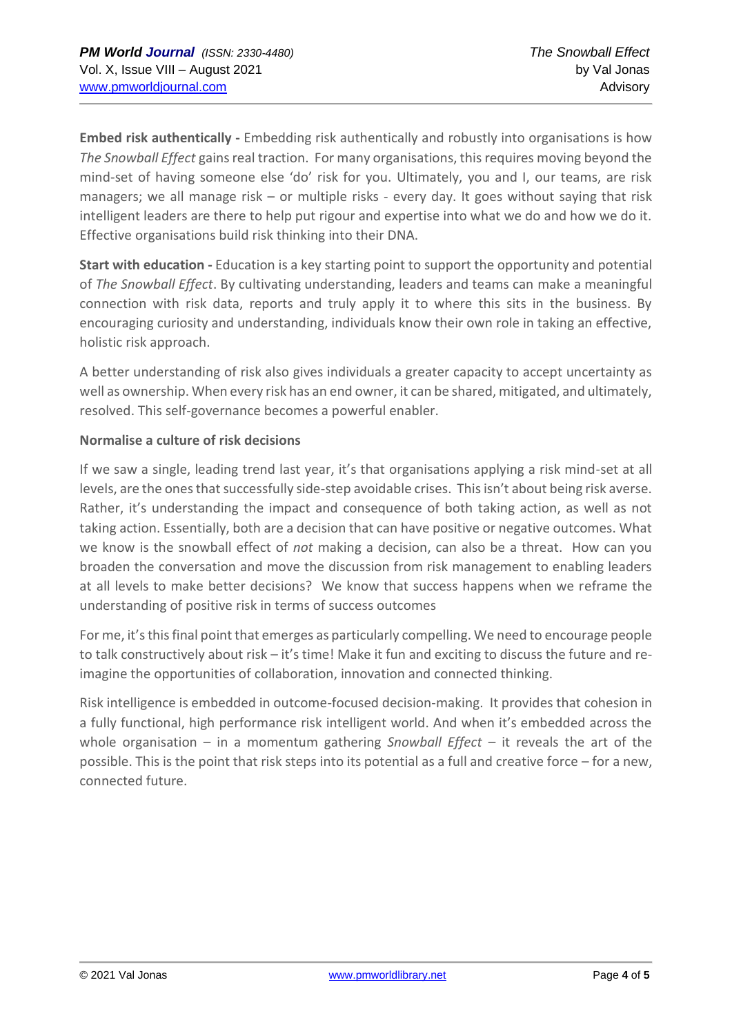**Embed risk authentically -** Embedding risk authentically and robustly into organisations is how *The Snowball Effect* gains real traction. For many organisations, this requires moving beyond the mind-set of having someone else 'do' risk for you. Ultimately, you and I, our teams, are risk managers; we all manage risk – or multiple risks - every day. It goes without saying that risk intelligent leaders are there to help put rigour and expertise into what we do and how we do it. Effective organisations build risk thinking into their DNA.

**Start with education -** Education is a key starting point to support the opportunity and potential of *The Snowball Effect*. By cultivating understanding, leaders and teams can make a meaningful connection with risk data, reports and truly apply it to where this sits in the business. By encouraging curiosity and understanding, individuals know their own role in taking an effective, holistic risk approach.

A better understanding of risk also gives individuals a greater capacity to accept uncertainty as well as ownership. When every risk has an end owner, it can be shared, mitigated, and ultimately, resolved. This self-governance becomes a powerful enabler.

**Normalise a culture of risk decisions**

If we saw a single, leading trend last year, it's that organisations applying a risk mind-set at all levels, are the ones that successfully side-step avoidable crises. This isn't about being risk averse. Rather, it's understanding the impact and consequence of both taking action, as well as not taking action. Essentially, both are a decision that can have positive or negative outcomes. What we know is the snowball effect of *not* making a decision, can also be a threat. How can you broaden the conversation and move the discussion from risk management to enabling leaders at all levels to make better decisions? We know that success happens when we reframe the understanding of positive risk in terms of success outcomes

For me, it's this final point that emerges as particularly compelling. We need to encourage people to talk constructively about risk – it's time! Make it fun and exciting to discuss the future and re-imagine the opportunities of collaboration, innovation and connected thinking.

Risk intelligence is embedded in outcome-focused decision-making. It provides that cohesion in a fully functional, high performance risk intelligent world. And when it's embedded across the whole organisation – in a momentum gathering *Snowball Effect* – it reveals the art of the possible. This is the point that risk steps into its potential as a full and creative force – for a new, connected future.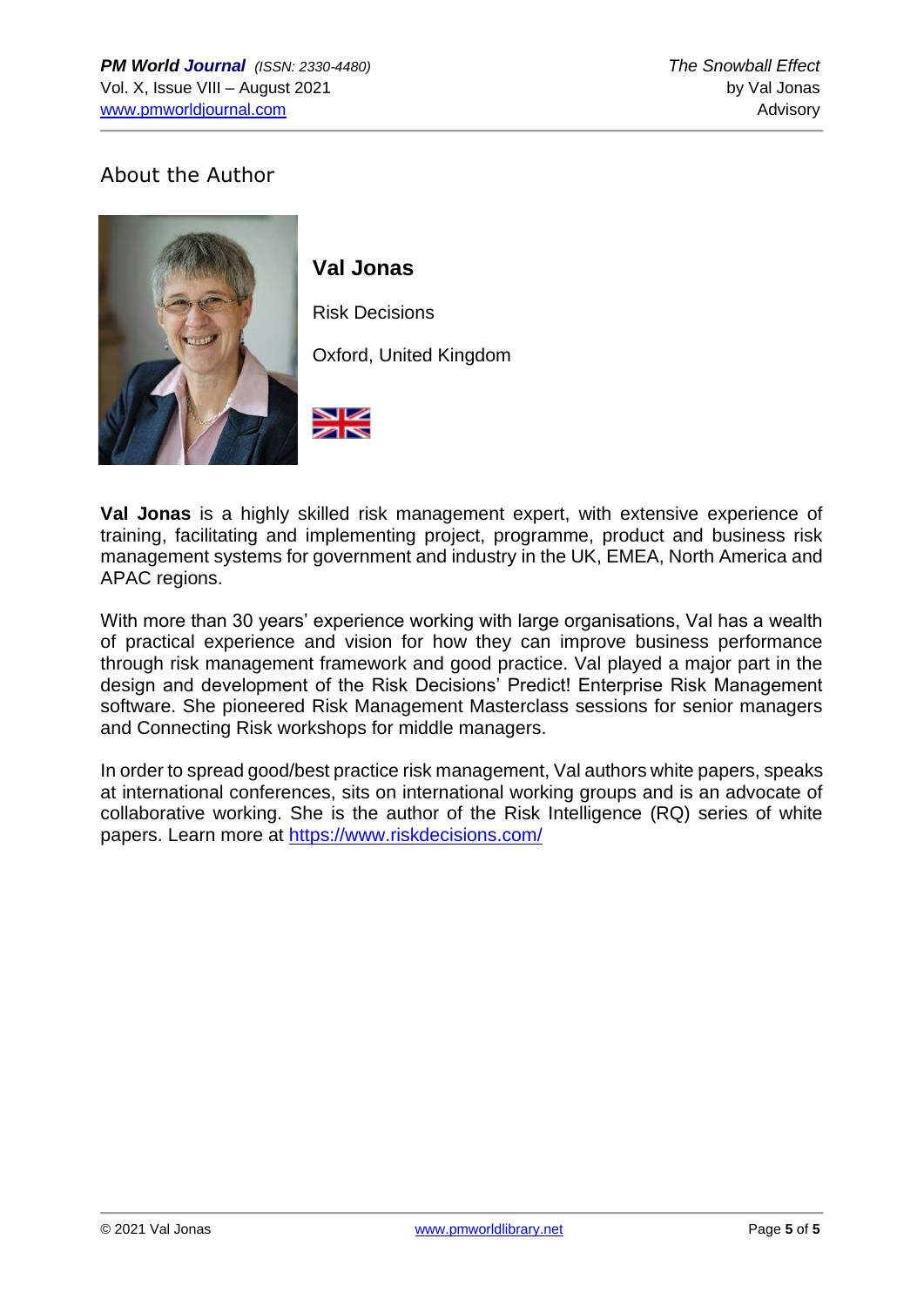## About the Author

**Val Jonas**

Risk Decisions

Oxford, United Kingdom

**Val Jonas** is a highly skilled risk management expert, with extensive experience of training, facilitating and implementing project, programme, product and business risk management systems for government and industry in the UK, EMEA, North America and APAC regions.

With more than 30 years' experience working with large organisations, Val has a wealth of practical experience and vision for how they can improve business performance through risk management framework and good practice. Val played a major part in the design and development of the Risk Decisions' Predict! Enterprise Risk Management software. She pioneered Risk Management Masterclass sessions for senior managers and Connecting Risk workshops for middle managers.

In order to spread good/best practice risk management, Val authors white papers, speaks at international conferences, sits on international working groups and is an advocate of collaborative working. She is the author of the Risk Intelligence (RQ) series of white papers. Learn more at https://www.riskdecisions.com/